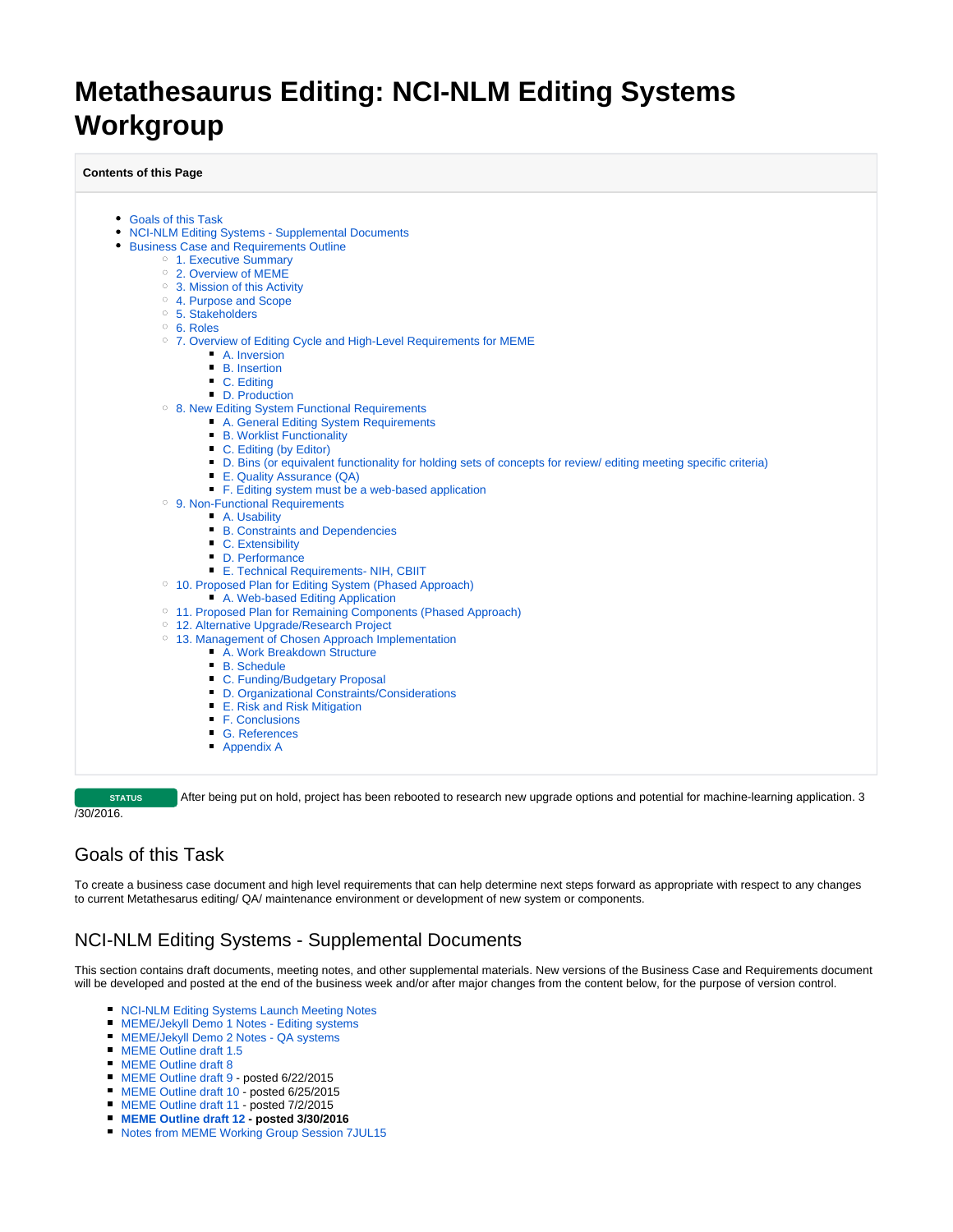# Metathesaurus Editing: NCI-NLM Editing Systems Workgroup

**Contents of this Page**

- Goals of this Task
- NCI-NLM Editing Systems - Supplemental Documents
- Business Case and Requirements Outline
  - 1. Executive Summary
  - 2. Overview of MEME
  - 3. Mission of this Activity
  - 4. Purpose and Scope
  - 5. Stakeholders
  - 6. Roles
  - 7. Overview of Editing Cycle and High-Level Requirements for MEME
    - A. Inversion
    - B. Insertion
    - C. Editing
    - D. Production
  - 8. New Editing System Functional Requirements
    - A. General Editing System Requirements
    - B. Worklist Functionality
    - C. Editing (by Editor)
    - D. Bins (or equivalent functionality for holding sets of concepts for review/ editing meeting specific criteria)
    - E. Quality Assurance (QA)
    - F. Editing system must be a web-based application
  - 9. Non-Functional Requirements
    - A. Usability
    - B. Constraints and Dependencies
    - C. Extensibility
    - D. Performance
    - E. Technical Requirements- NIH, CBIIT
  - 10. Proposed Plan for Editing System (Phased Approach)
    - A. Web-based Editing Application
  - 11. Proposed Plan for Remaining Components (Phased Approach)
  - 12. Alternative Upgrade/Research Project
  - 13. Management of Chosen Approach Implementation
    - A. Work Breakdown Structure
    - B. Schedule
    - C. Funding/Budgetary Proposal
    - D. Organizational Constraints/Considerations
    - E. Risk and Risk Mitigation
    - F. Conclusions
    - G. References
    - Appendix A

**STATUS** After being put on hold, project has been rebooted to research new upgrade options and potential for machine-learning application. 3/30/2016.

## Goals of this Task

To create a business case document and high level requirements that can help determine next steps forward as appropriate with respect to any changes to current Metathesarus editing/ QA/ maintenance environment or development of new system or components.

## NCI-NLM Editing Systems - Supplemental Documents

This section contains draft documents, meeting notes, and other supplemental materials. New versions of the Business Case and Requirements document will be developed and posted at the end of the business week and/or after major changes from the content below, for the purpose of version control.

- NCI-NLM Editing Systems Launch Meeting Notes
- MEME/Jekyll Demo 1 Notes - Editing systems
- MEME/Jekyll Demo 2 Notes - QA systems
- MEME Outline draft 1.5
- MEME Outline draft 8
- MEME Outline draft 9 - posted 6/22/2015
- MEME Outline draft 10 - posted 6/25/2015
- MEME Outline draft 11 - posted 7/2/2015
- **MEME Outline draft 12 - posted 3/30/2016**
- Notes from MEME Working Group Session 7JUL15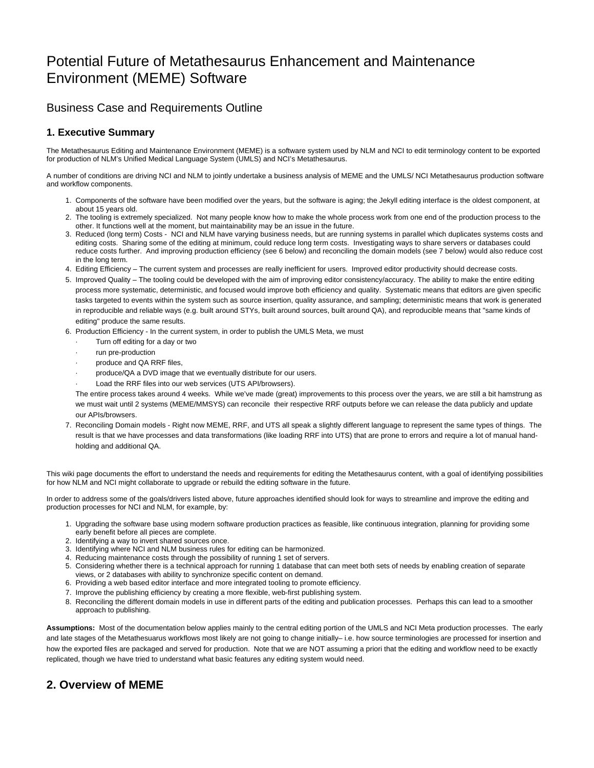# Potential Future of Metathesaurus Enhancement and Maintenance Environment (MEME) Software

## Business Case and Requirements Outline

### 1. Executive Summary

The Metathesaurus Editing and Maintenance Environment (MEME) is a software system used by NLM and NCI to edit terminology content to be exported for production of NLM's Unified Medical Language System (UMLS) and NCI's Metathesaurus.

A number of conditions are driving NCI and NLM to jointly undertake a business analysis of MEME and the UMLS/ NCI Metathesaurus production software and workflow components.

1. Components of the software have been modified over the years, but the software is aging; the Jekyll editing interface is the oldest component, at about 15 years old.
2. The tooling is extremely specialized. Not many people know how to make the whole process work from one end of the production process to the other. It functions well at the moment, but maintainability may be an issue in the future.
3. Reduced (long term) Costs - NCI and NLM have varying business needs, but are running systems in parallel which duplicates systems costs and editing costs. Sharing some of the editing at minimum, could reduce long term costs. Investigating ways to share servers or databases could reduce costs further. And improving production efficiency (see 6 below) and reconciling the domain models (see 7 below) would also reduce cost in the long term.
4. Editing Efficiency – The current system and processes are really inefficient for users. Improved editor productivity should decrease costs.
5. Improved Quality – The tooling could be developed with the aim of improving editor consistency/accuracy. The ability to make the entire editing process more systematic, deterministic, and focused would improve both efficiency and quality. Systematic means that editors are given specific tasks targeted to events within the system such as source insertion, quality assurance, and sampling; deterministic means that work is generated in reproducible and reliable ways (e.g. built around STYs, built around sources, built around QA), and reproducible means that "same kinds of editing" produce the same results.
6. Production Efficiency - In the current system, in order to publish the UMLS Meta, we must
   - Turn off editing for a day or two
   - run pre-production
   - produce and QA RRF files,
   - produce/QA a DVD image that we eventually distribute for our users.
   - Load the RRF files into our web services (UTS API/browsers).

   The entire process takes around 4 weeks. While we've made (great) improvements to this process over the years, we are still a bit hamstrung as we must wait until 2 systems (MEME/MMSYS) can reconcile their respective RRF outputs before we can release the data publicly and update our APIs/browsers.
7. Reconciling Domain models - Right now MEME, RRF, and UTS all speak a slightly different language to represent the same types of things. The result is that we have processes and data transformations (like loading RRF into UTS) that are prone to errors and require a lot of manual hand-holding and additional QA.

This wiki page documents the effort to understand the needs and requirements for editing the Metathesaurus content, with a goal of identifying possibilities for how NLM and NCI might collaborate to upgrade or rebuild the editing software in the future.

In order to address some of the goals/drivers listed above, future approaches identified should look for ways to streamline and improve the editing and production processes for NCI and NLM, for example, by:

1. Upgrading the software base using modern software production practices as feasible, like continuous integration, planning for providing some early benefit before all pieces are complete.
2. Identifying a way to invert shared sources once.
3. Identifying where NCI and NLM business rules for editing can be harmonized.
4. Reducing maintenance costs through the possibility of running 1 set of servers.
5. Considering whether there is a technical approach for running 1 database that can meet both sets of needs by enabling creation of separate views, or 2 databases with ability to synchronize specific content on demand.
6. Providing a web based editor interface and more integrated tooling to promote efficiency.
7. Improve the publishing efficiency by creating a more flexible, web-first publishing system.
8. Reconciling the different domain models in use in different parts of the editing and publication processes. Perhaps this can lead to a smoother approach to publishing.

**Assumptions:** Most of the documentation below applies mainly to the central editing portion of the UMLS and NCI Meta production processes. The early and late stages of the Metathesuarus workflows most likely are not going to change initially– i.e. how source terminologies are processed for insertion and how the exported files are packaged and served for production. Note that we are NOT assuming a priori that the editing and workflow need to be exactly replicated, though we have tried to understand what basic features any editing system would need.

### 2. Overview of MEME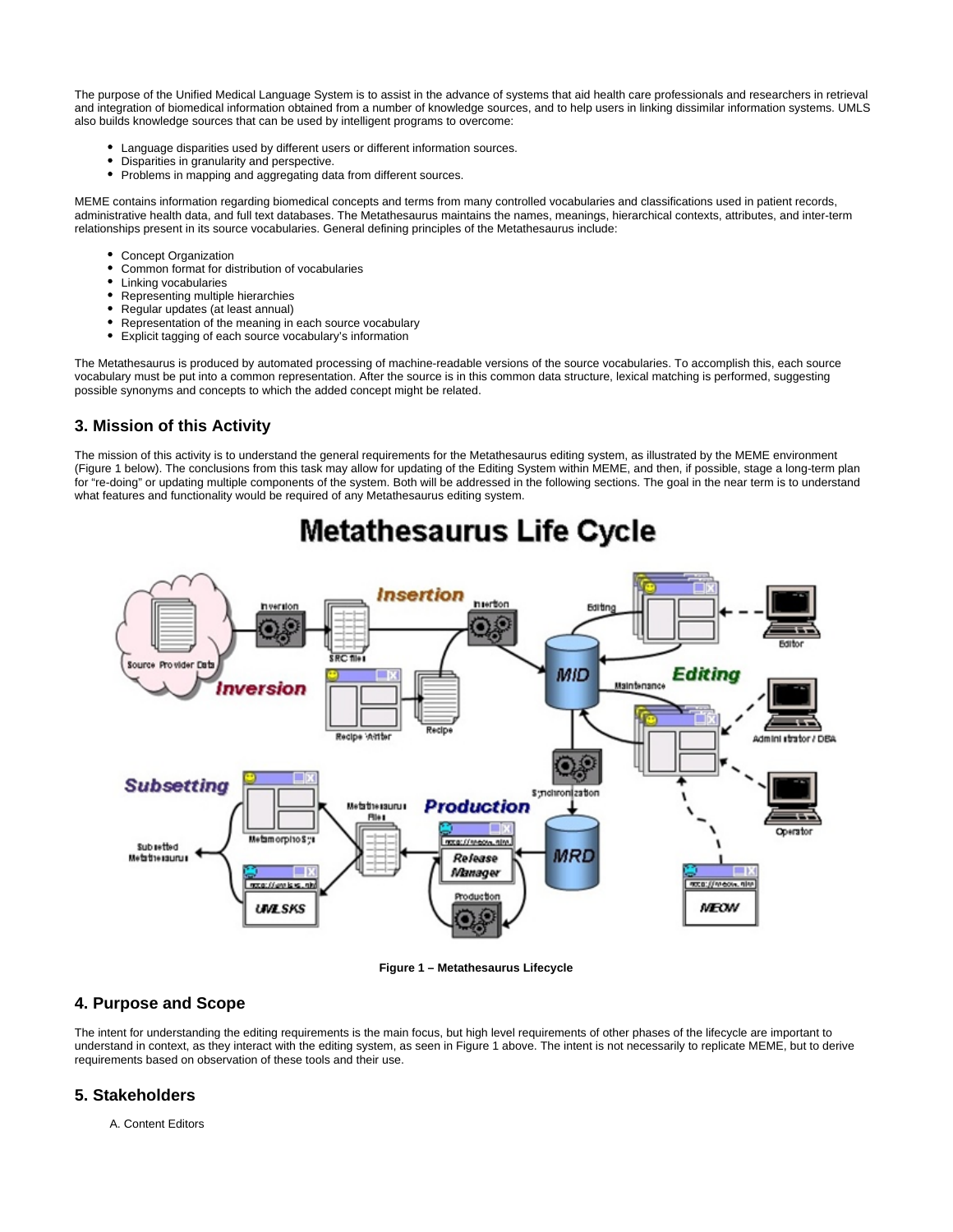The purpose of the Unified Medical Language System is to assist in the advance of systems that aid health care professionals and researchers in retrieval and integration of biomedical information obtained from a number of knowledge sources, and to help users in linking dissimilar information systems. UMLS also builds knowledge sources that can be used by intelligent programs to overcome:

- Language disparities used by different users or different information sources.
- Disparities in granularity and perspective.
- Problems in mapping and aggregating data from different sources.

MEME contains information regarding biomedical concepts and terms from many controlled vocabularies and classifications used in patient records, administrative health data, and full text databases. The Metathesaurus maintains the names, meanings, hierarchical contexts, attributes, and inter-term relationships present in its source vocabularies. General defining principles of the Metathesaurus include:

- Concept Organization
- Common format for distribution of vocabularies
- Linking vocabularies
- Representing multiple hierarchies
- Regular updates (at least annual)
- Representation of the meaning in each source vocabulary
- Explicit tagging of each source vocabulary's information

The Metathesaurus is produced by automated processing of machine-readable versions of the source vocabularies. To accomplish this, each source vocabulary must be put into a common representation. After the source is in this common data structure, lexical matching is performed, suggesting possible synonyms and concepts to which the added concept might be related.

## 3. Mission of this Activity

The mission of this activity is to understand the general requirements for the Metathesaurus editing system, as illustrated by the MEME environment (Figure 1 below). The conclusions from this task may allow for updating of the Editing System within MEME, and then, if possible, stage a long-term plan for "re-doing" or updating multiple components of the system. Both will be addressed in the following sections. The goal in the near term is to understand what features and functionality would be required of any Metathesaurus editing system.

**Figure 1 – Metathesaurus Lifecycle**

## 4. Purpose and Scope

The intent for understanding the editing requirements is the main focus, but high level requirements of other phases of the lifecycle are important to understand in context, as they interact with the editing system, as seen in Figure 1 above. The intent is not necessarily to replicate MEME, but to derive requirements based on observation of these tools and their use.

## 5. Stakeholders

A. Content Editors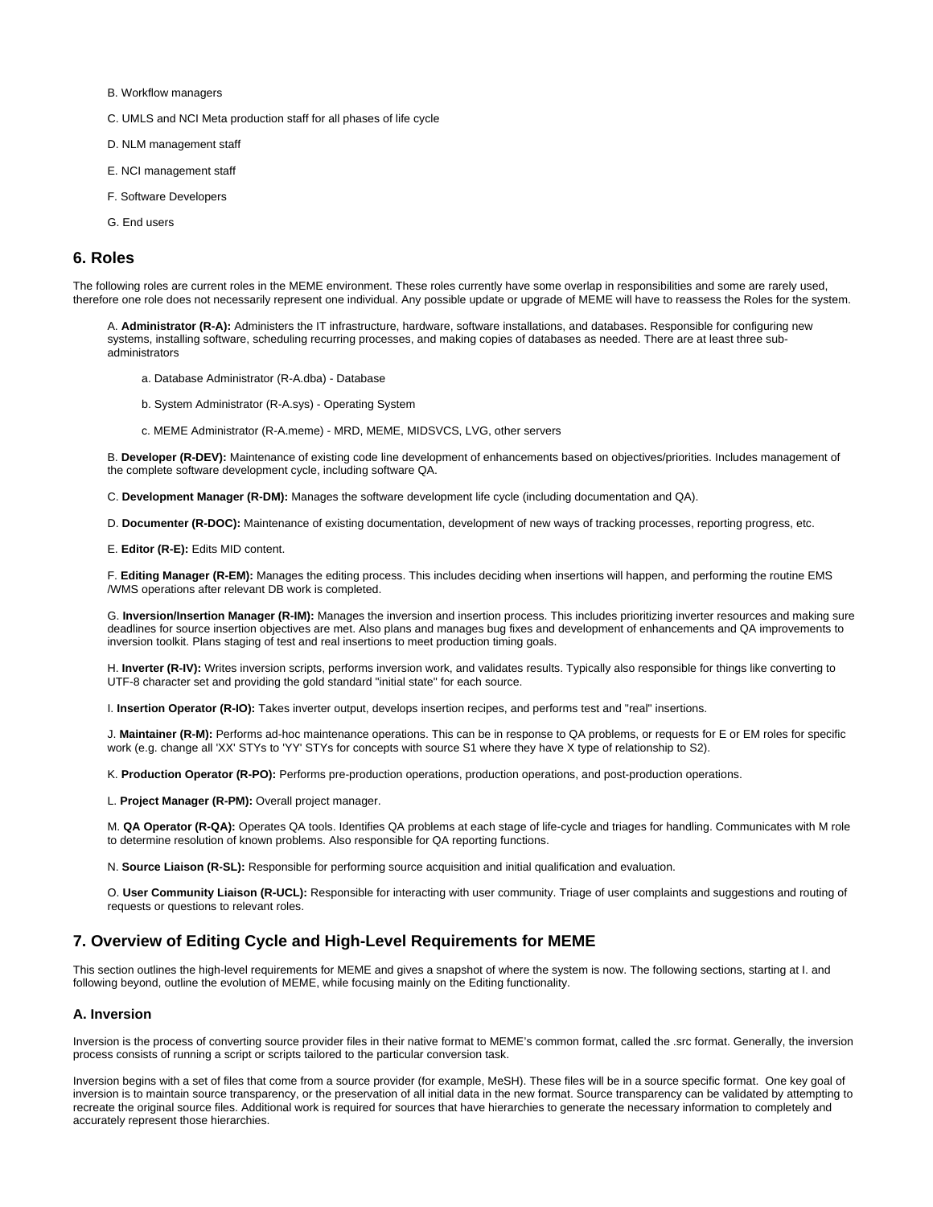B. Workflow managers

C. UMLS and NCI Meta production staff for all phases of life cycle

D. NLM management staff

E. NCI management staff

F. Software Developers

G. End users

## 6. Roles

The following roles are current roles in the MEME environment. These roles currently have some overlap in responsibilities and some are rarely used, therefore one role does not necessarily represent one individual. Any possible update or upgrade of MEME will have to reassess the Roles for the system.

A. **Administrator (R-A):** Administers the IT infrastructure, hardware, software installations, and databases. Responsible for configuring new systems, installing software, scheduling recurring processes, and making copies of databases as needed. There are at least three sub-administrators

a. Database Administrator (R-A.dba) - Database

b. System Administrator (R-A.sys) - Operating System

c. MEME Administrator (R-A.meme) - MRD, MEME, MIDSVCS, LVG, other servers

B. **Developer (R-DEV):** Maintenance of existing code line development of enhancements based on objectives/priorities. Includes management of the complete software development cycle, including software QA.

C. **Development Manager (R-DM):** Manages the software development life cycle (including documentation and QA).

D. **Documenter (R-DOC):** Maintenance of existing documentation, development of new ways of tracking processes, reporting progress, etc.

E. **Editor (R-E):** Edits MID content.

F. **Editing Manager (R-EM):** Manages the editing process. This includes deciding when insertions will happen, and performing the routine EMS /WMS operations after relevant DB work is completed.

G. **Inversion/Insertion Manager (R-IM):** Manages the inversion and insertion process. This includes prioritizing inverter resources and making sure deadlines for source insertion objectives are met. Also plans and manages bug fixes and development of enhancements and QA improvements to inversion toolkit. Plans staging of test and real insertions to meet production timing goals.

H. **Inverter (R-IV):** Writes inversion scripts, performs inversion work, and validates results. Typically also responsible for things like converting to UTF-8 character set and providing the gold standard "initial state" for each source.

I. **Insertion Operator (R-IO):** Takes inverter output, develops insertion recipes, and performs test and "real" insertions.

J. **Maintainer (R-M):** Performs ad-hoc maintenance operations. This can be in response to QA problems, or requests for E or EM roles for specific work (e.g. change all 'XX' STYs to 'YY' STYs for concepts with source S1 where they have X type of relationship to S2).

K. **Production Operator (R-PO):** Performs pre-production operations, production operations, and post-production operations.

L. **Project Manager (R-PM):** Overall project manager.

M. **QA Operator (R-QA):** Operates QA tools. Identifies QA problems at each stage of life-cycle and triages for handling. Communicates with M role to determine resolution of known problems. Also responsible for QA reporting functions.

N. **Source Liaison (R-SL):** Responsible for performing source acquisition and initial qualification and evaluation.

O. **User Community Liaison (R-UCL):** Responsible for interacting with user community. Triage of user complaints and suggestions and routing of requests or questions to relevant roles.

## 7. Overview of Editing Cycle and High-Level Requirements for MEME

This section outlines the high-level requirements for MEME and gives a snapshot of where the system is now. The following sections, starting at I. and following beyond, outline the evolution of MEME, while focusing mainly on the Editing functionality.

### A. Inversion

Inversion is the process of converting source provider files in their native format to MEME's common format, called the .src format. Generally, the inversion process consists of running a script or scripts tailored to the particular conversion task.

Inversion begins with a set of files that come from a source provider (for example, MeSH). These files will be in a source specific format. One key goal of inversion is to maintain source transparency, or the preservation of all initial data in the new format. Source transparency can be validated by attempting to recreate the original source files. Additional work is required for sources that have hierarchies to generate the necessary information to completely and accurately represent those hierarchies.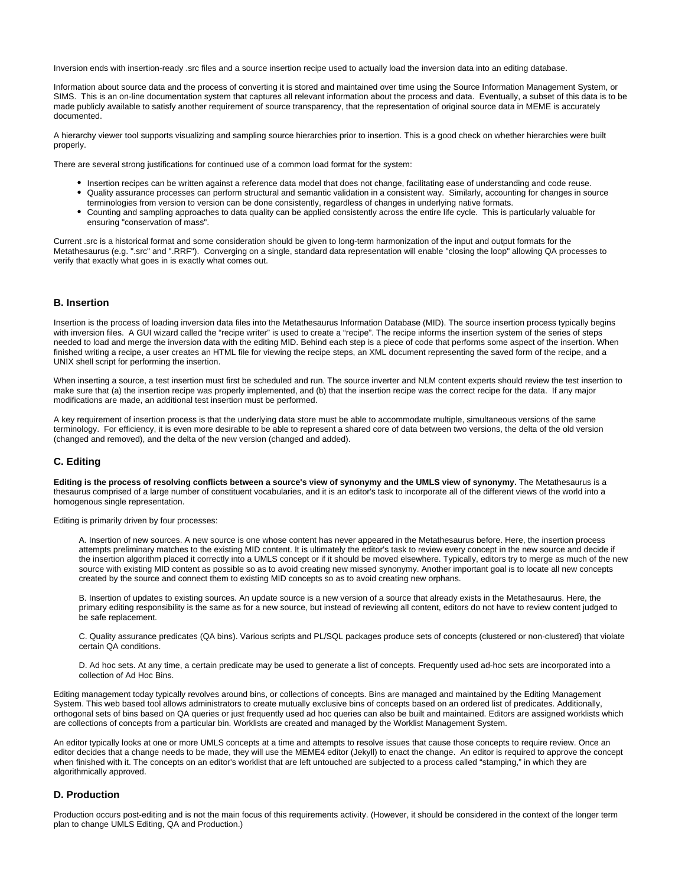Inversion ends with insertion-ready .src files and a source insertion recipe used to actually load the inversion data into an editing database.

Information about source data and the process of converting it is stored and maintained over time using the Source Information Management System, or SIMS. This is an on-line documentation system that captures all relevant information about the process and data. Eventually, a subset of this data is to be made publicly available to satisfy another requirement of source transparency, that the representation of original source data in MEME is accurately documented.

A hierarchy viewer tool supports visualizing and sampling source hierarchies prior to insertion. This is a good check on whether hierarchies were built properly.

There are several strong justifications for continued use of a common load format for the system:

- Insertion recipes can be written against a reference data model that does not change, facilitating ease of understanding and code reuse.
- Quality assurance processes can perform structural and semantic validation in a consistent way. Similarly, accounting for changes in source terminologies from version to version can be done consistently, regardless of changes in underlying native formats.
- Counting and sampling approaches to data quality can be applied consistently across the entire life cycle. This is particularly valuable for ensuring "conservation of mass".

Current .src is a historical format and some consideration should be given to long-term harmonization of the input and output formats for the Metathesaurus (e.g. ".src" and ".RRF"). Converging on a single, standard data representation will enable "closing the loop" allowing QA processes to verify that exactly what goes in is exactly what comes out.

### B. Insertion

Insertion is the process of loading inversion data files into the Metathesaurus Information Database (MID). The source insertion process typically begins with inversion files. A GUI wizard called the "recipe writer" is used to create a "recipe". The recipe informs the insertion system of the series of steps needed to load and merge the inversion data with the editing MID. Behind each step is a piece of code that performs some aspect of the insertion. When finished writing a recipe, a user creates an HTML file for viewing the recipe steps, an XML document representing the saved form of the recipe, and a UNIX shell script for performing the insertion.

When inserting a source, a test insertion must first be scheduled and run. The source inverter and NLM content experts should review the test insertion to make sure that (a) the insertion recipe was properly implemented, and (b) that the insertion recipe was the correct recipe for the data. If any major modifications are made, an additional test insertion must be performed.

A key requirement of insertion process is that the underlying data store must be able to accommodate multiple, simultaneous versions of the same terminology. For efficiency, it is even more desirable to be able to represent a shared core of data between two versions, the delta of the old version (changed and removed), and the delta of the new version (changed and added).

### C. Editing

**Editing is the process of resolving conflicts between a source's view of synonymy and the UMLS view of synonymy.** The Metathesaurus is a thesaurus comprised of a large number of constituent vocabularies, and it is an editor's task to incorporate all of the different views of the world into a homogenous single representation.

Editing is primarily driven by four processes:

> A. Insertion of new sources. A new source is one whose content has never appeared in the Metathesaurus before. Here, the insertion process attempts preliminary matches to the existing MID content. It is ultimately the editor's task to review every concept in the new source and decide if the insertion algorithm placed it correctly into a UMLS concept or if it should be moved elsewhere. Typically, editors try to merge as much of the new source with existing MID content as possible so as to avoid creating new missed synonymy. Another important goal is to locate all new concepts created by the source and connect them to existing MID concepts so as to avoid creating new orphans.
>
> B. Insertion of updates to existing sources. An update source is a new version of a source that already exists in the Metathesaurus. Here, the primary editing responsibility is the same as for a new source, but instead of reviewing all content, editors do not have to review content judged to be safe replacement.
>
> C. Quality assurance predicates (QA bins). Various scripts and PL/SQL packages produce sets of concepts (clustered or non-clustered) that violate certain QA conditions.
>
> D. Ad hoc sets. At any time, a certain predicate may be used to generate a list of concepts. Frequently used ad-hoc sets are incorporated into a collection of Ad Hoc Bins.

Editing management today typically revolves around bins, or collections of concepts. Bins are managed and maintained by the Editing Management System. This web based tool allows administrators to create mutually exclusive bins of concepts based on an ordered list of predicates. Additionally, orthogonal sets of bins based on QA queries or just frequently used ad hoc queries can also be built and maintained. Editors are assigned worklists which are collections of concepts from a particular bin. Worklists are created and managed by the Worklist Management System.

An editor typically looks at one or more UMLS concepts at a time and attempts to resolve issues that cause those concepts to require review. Once an editor decides that a change needs to be made, they will use the MEME4 editor (Jekyll) to enact the change. An editor is required to approve the concept when finished with it. The concepts on an editor's worklist that are left untouched are subjected to a process called "stamping," in which they are algorithmically approved.

### D. Production

Production occurs post-editing and is not the main focus of this requirements activity. (However, it should be considered in the context of the longer term plan to change UMLS Editing, QA and Production.)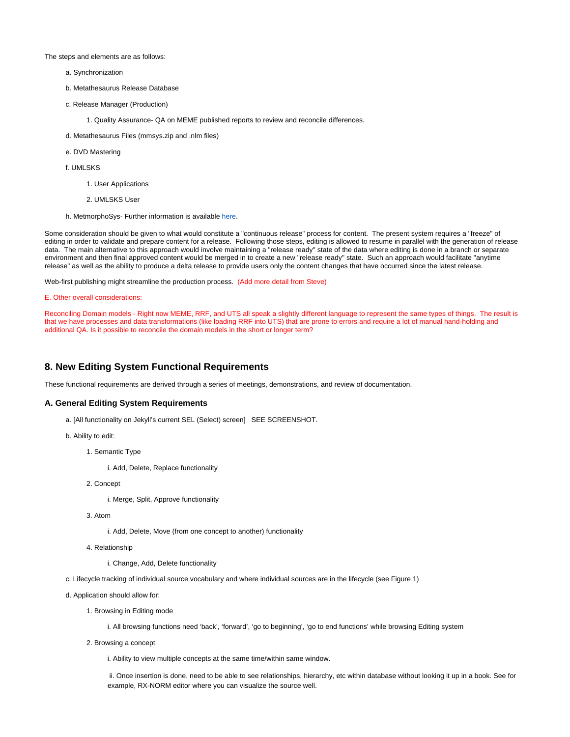The steps and elements are as follows:

a. Synchronization

b. Metathesaurus Release Database

c. Release Manager (Production)

1. Quality Assurance- QA on MEME published reports to review and reconcile differences.

d. Metathesaurus Files (mmsys.zip and .nlm files)

e. DVD Mastering

f. UMLSKS

1. User Applications

2. UMLSKS User

h. MetmorphoSys- Further information is available here.

Some consideration should be given to what would constitute a "continuous release" process for content. The present system requires a "freeze" of editing in order to validate and prepare content for a release. Following those steps, editing is allowed to resume in parallel with the generation of release data. The main alternative to this approach would involve maintaining a "release ready" state of the data where editing is done in a branch or separate environment and then final approved content would be merged in to create a new "release ready" state. Such an approach would facilitate "anytime release" as well as the ability to produce a delta release to provide users only the content changes that have occurred since the latest release.

Web-first publishing might streamline the production process. (Add more detail from Steve)

E. Other overall considerations:

Reconciling Domain models - Right now MEME, RRF, and UTS all speak a slightly different language to represent the same types of things. The result is that we have processes and data transformations (like loading RRF into UTS) that are prone to errors and require a lot of manual hand-holding and additional QA. Is it possible to reconcile the domain models in the short or longer term?

## 8. New Editing System Functional Requirements

These functional requirements are derived through a series of meetings, demonstrations, and review of documentation.

### A. General Editing System Requirements

a. [All functionality on Jekyll's current SEL (Select) screen] SEE SCREENSHOT.

b. Ability to edit:

1. Semantic Type

i. Add, Delete, Replace functionality

2. Concept

i. Merge, Split, Approve functionality

3. Atom

i. Add, Delete, Move (from one concept to another) functionality

4. Relationship

i. Change, Add, Delete functionality

c. Lifecycle tracking of individual source vocabulary and where individual sources are in the lifecycle (see Figure 1)

d. Application should allow for:

1. Browsing in Editing mode

i. All browsing functions need 'back', 'forward', 'go to beginning', 'go to end functions' while browsing Editing system

2. Browsing a concept

i. Ability to view multiple concepts at the same time/within same window.

ii. Once insertion is done, need to be able to see relationships, hierarchy, etc within database without looking it up in a book. See for example, RX-NORM editor where you can visualize the source well.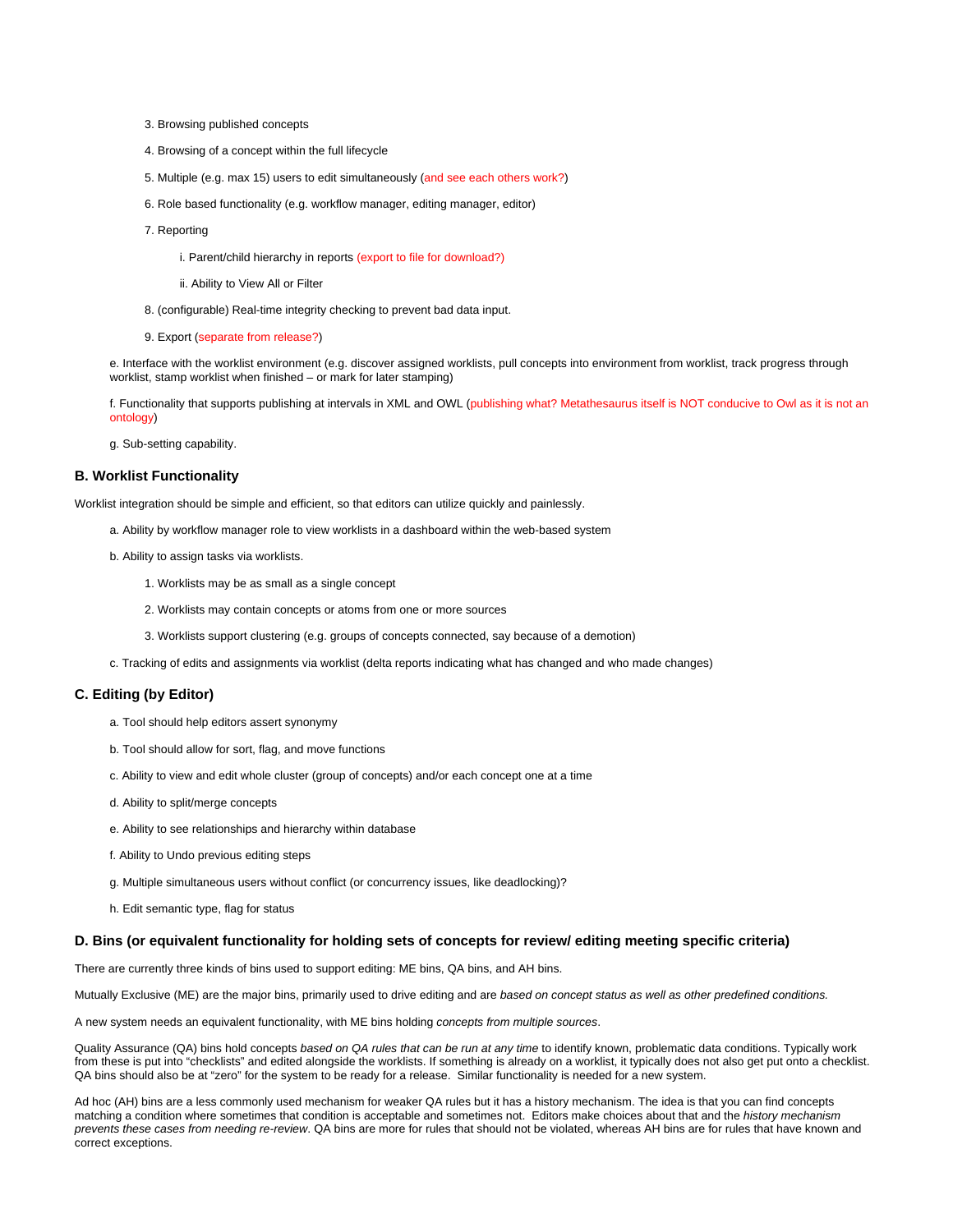3. Browsing published concepts

4. Browsing of a concept within the full lifecycle

5. Multiple (e.g. max 15) users to edit simultaneously (and see each others work?)

6. Role based functionality (e.g. workflow manager, editing manager, editor)

7. Reporting

    i. Parent/child hierarchy in reports (export to file for download?)

    ii. Ability to View All or Filter

8. (configurable) Real-time integrity checking to prevent bad data input.

9. Export (separate from release?)

e. Interface with the worklist environment (e.g. discover assigned worklists, pull concepts into environment from worklist, track progress through worklist, stamp worklist when finished – or mark for later stamping)

f. Functionality that supports publishing at intervals in XML and OWL (publishing what? Metathesaurus itself is NOT conducive to Owl as it is not an ontology)

g. Sub-setting capability.

### B. Worklist Functionality

Worklist integration should be simple and efficient, so that editors can utilize quickly and painlessly.

a. Ability by workflow manager role to view worklists in a dashboard within the web-based system

b. Ability to assign tasks via worklists.

1. Worklists may be as small as a single concept

2. Worklists may contain concepts or atoms from one or more sources

3. Worklists support clustering (e.g. groups of concepts connected, say because of a demotion)

c. Tracking of edits and assignments via worklist (delta reports indicating what has changed and who made changes)

### C. Editing (by Editor)

a. Tool should help editors assert synonymy

b. Tool should allow for sort, flag, and move functions

c. Ability to view and edit whole cluster (group of concepts) and/or each concept one at a time

d. Ability to split/merge concepts

e. Ability to see relationships and hierarchy within database

f. Ability to Undo previous editing steps

g. Multiple simultaneous users without conflict (or concurrency issues, like deadlocking)?

h. Edit semantic type, flag for status

### D. Bins (or equivalent functionality for holding sets of concepts for review/ editing meeting specific criteria)

There are currently three kinds of bins used to support editing: ME bins, QA bins, and AH bins.

Mutually Exclusive (ME) are the major bins, primarily used to drive editing and are *based on concept status as well as other predefined conditions.*

A new system needs an equivalent functionality, with ME bins holding *concepts from multiple sources*.

Quality Assurance (QA) bins hold concepts *based on QA rules that can be run at any time* to identify known, problematic data conditions. Typically work from these is put into "checklists" and edited alongside the worklists. If something is already on a worklist, it typically does not also get put onto a checklist. QA bins should also be at "zero" for the system to be ready for a release. Similar functionality is needed for a new system.

Ad hoc (AH) bins are a less commonly used mechanism for weaker QA rules but it has a history mechanism. The idea is that you can find concepts matching a condition where sometimes that condition is acceptable and sometimes not. Editors make choices about that and the *history mechanism prevents these cases from needing re-review*. QA bins are more for rules that should not be violated, whereas AH bins are for rules that have known and correct exceptions.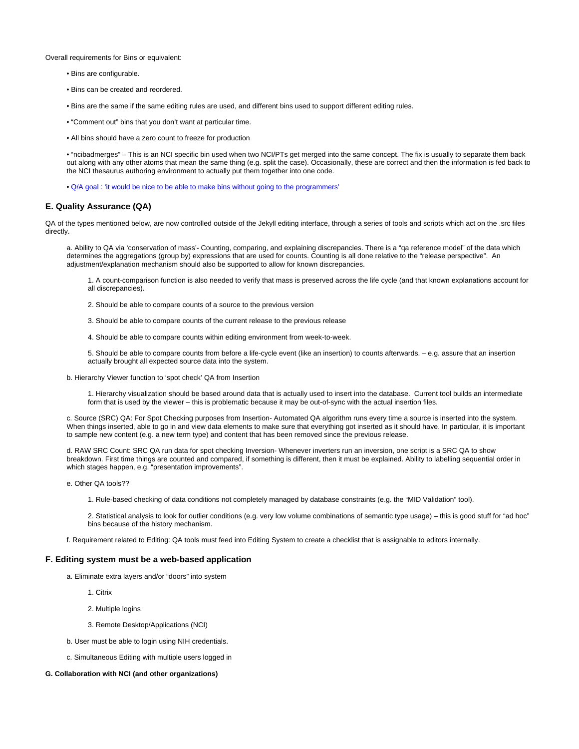Overall requirements for Bins or equivalent:

- Bins are configurable.
- Bins can be created and reordered.
- Bins are the same if the same editing rules are used, and different bins used to support different editing rules.
- "Comment out" bins that you don't want at particular time.
- All bins should have a zero count to freeze for production
- "ncibadmerges" – This is an NCI specific bin used when two NCI/PTs get merged into the same concept. The fix is usually to separate them back out along with any other atoms that mean the same thing (e.g. split the case). Occasionally, these are correct and then the information is fed back to the NCI thesaurus authoring environment to actually put them together into one code.
- Q/A goal : 'it would be nice to be able to make bins without going to the programmers'

## E. Quality Assurance (QA)

QA of the types mentioned below, are now controlled outside of the Jekyll editing interface, through a series of tools and scripts which act on the .src files directly.

a. Ability to QA via 'conservation of mass'- Counting, comparing, and explaining discrepancies. There is a "qa reference model" of the data which determines the aggregations (group by) expressions that are used for counts. Counting is all done relative to the "release perspective". An adjustment/explanation mechanism should also be supported to allow for known discrepancies.

1. A count-comparison function is also needed to verify that mass is preserved across the life cycle (and that known explanations account for all discrepancies).
2. Should be able to compare counts of a source to the previous version
3. Should be able to compare counts of the current release to the previous release
4. Should be able to compare counts within editing environment from week-to-week.
5. Should be able to compare counts from before a life-cycle event (like an insertion) to counts afterwards. – e.g. assure that an insertion actually brought all expected source data into the system.

b. Hierarchy Viewer function to 'spot check' QA from Insertion

1. Hierarchy visualization should be based around data that is actually used to insert into the database. Current tool builds an intermediate form that is used by the viewer – this is problematic because it may be out-of-sync with the actual insertion files.

c. Source (SRC) QA: For Spot Checking purposes from Insertion- Automated QA algorithm runs every time a source is inserted into the system. When things inserted, able to go in and view data elements to make sure that everything got inserted as it should have. In particular, it is important to sample new content (e.g. a new term type) and content that has been removed since the previous release.

d. RAW SRC Count: SRC QA run data for spot checking Inversion- Whenever inverters run an inversion, one script is a SRC QA to show breakdown. First time things are counted and compared, if something is different, then it must be explained. Ability to labelling sequential order in which stages happen, e.g. "presentation improvements".

e. Other QA tools??

1. Rule-based checking of data conditions not completely managed by database constraints (e.g. the "MID Validation" tool).
2. Statistical analysis to look for outlier conditions (e.g. very low volume combinations of semantic type usage) – this is good stuff for "ad hoc" bins because of the history mechanism.

f. Requirement related to Editing: QA tools must feed into Editing System to create a checklist that is assignable to editors internally.

## F. Editing system must be a web-based application

a. Eliminate extra layers and/or "doors" into system

1. Citrix
2. Multiple logins
3. Remote Desktop/Applications (NCI)

b. User must be able to login using NIH credentials.

c. Simultaneous Editing with multiple users logged in

#### G. Collaboration with NCI (and other organizations)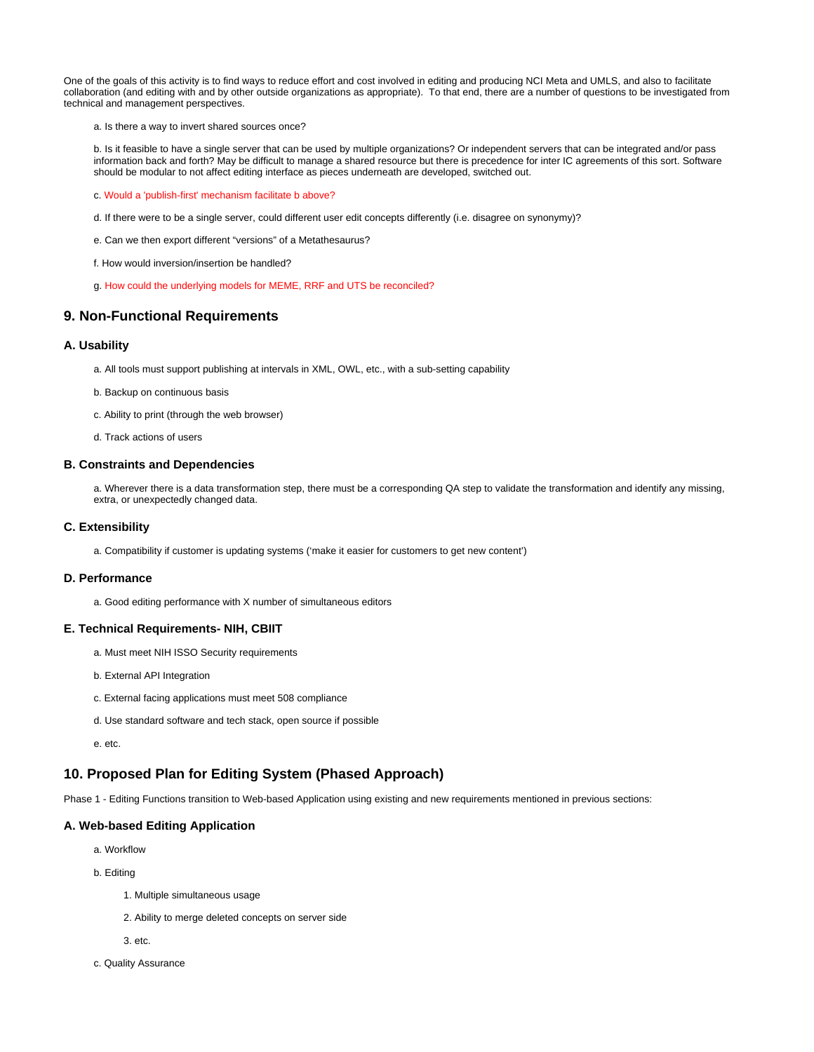One of the goals of this activity is to find ways to reduce effort and cost involved in editing and producing NCI Meta and UMLS, and also to facilitate collaboration (and editing with and by other outside organizations as appropriate). To that end, there are a number of questions to be investigated from technical and management perspectives.

a. Is there a way to invert shared sources once?

b. Is it feasible to have a single server that can be used by multiple organizations? Or independent servers that can be integrated and/or pass information back and forth? May be difficult to manage a shared resource but there is precedence for inter IC agreements of this sort. Software should be modular to not affect editing interface as pieces underneath are developed, switched out.

c. Would a 'publish-first' mechanism facilitate b above?

d. If there were to be a single server, could different user edit concepts differently (i.e. disagree on synonymy)?

e. Can we then export different "versions" of a Metathesaurus?

f. How would inversion/insertion be handled?

g. How could the underlying models for MEME, RRF and UTS be reconciled?

## 9. Non-Functional Requirements

### A. Usability

a. All tools must support publishing at intervals in XML, OWL, etc., with a sub-setting capability

b. Backup on continuous basis

c. Ability to print (through the web browser)

d. Track actions of users

### B. Constraints and Dependencies

a. Wherever there is a data transformation step, there must be a corresponding QA step to validate the transformation and identify any missing, extra, or unexpectedly changed data.

### C. Extensibility

a. Compatibility if customer is updating systems ('make it easier for customers to get new content')

### D. Performance

a. Good editing performance with X number of simultaneous editors

### E. Technical Requirements- NIH, CBIIT

a. Must meet NIH ISSO Security requirements

b. External API Integration

c. External facing applications must meet 508 compliance

d. Use standard software and tech stack, open source if possible

e. etc.

## 10. Proposed Plan for Editing System (Phased Approach)

Phase 1 - Editing Functions transition to Web-based Application using existing and new requirements mentioned in previous sections:

### A. Web-based Editing Application

a. Workflow

b. Editing

1. Multiple simultaneous usage
2. Ability to merge deleted concepts on server side
3. etc.

c. Quality Assurance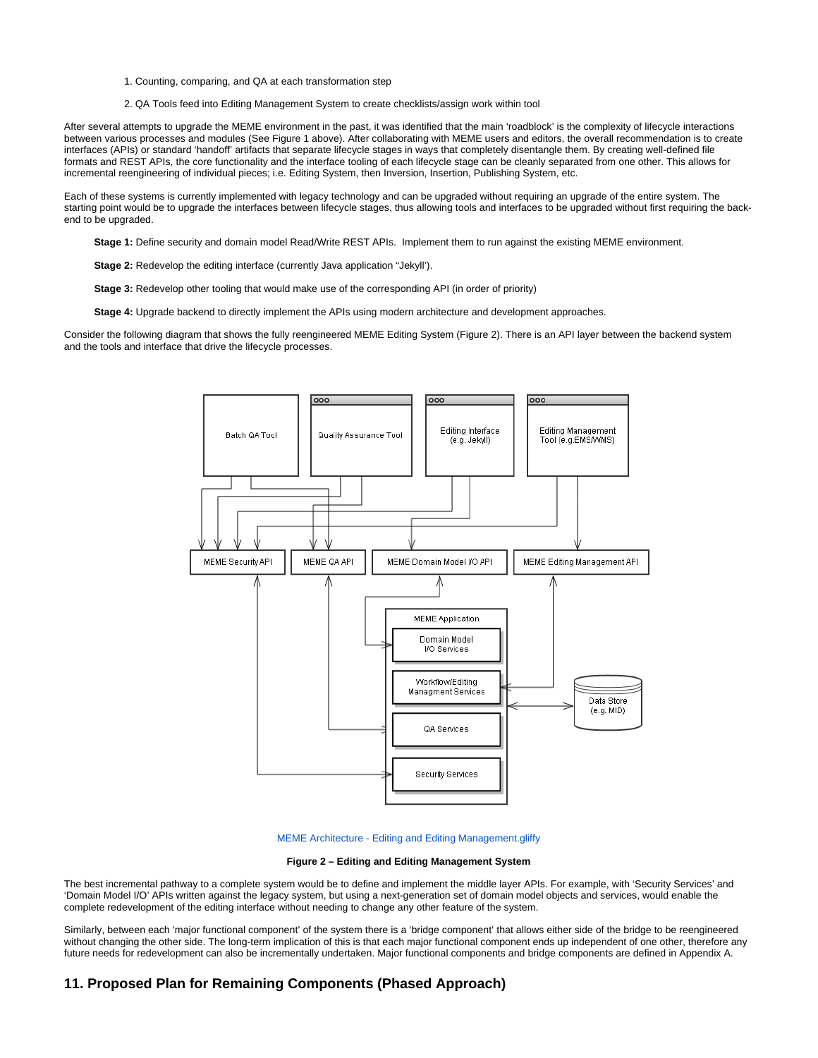1. Counting, comparing, and QA at each transformation step
2. QA Tools feed into Editing Management System to create checklists/assign work within tool

After several attempts to upgrade the MEME environment in the past, it was identified that the main 'roadblock' is the complexity of lifecycle interactions between various processes and modules (See Figure 1 above). After collaborating with MEME users and editors, the overall recommendation is to create interfaces (APIs) or standard 'handoff' artifacts that separate lifecycle stages in ways that completely disentangle them. By creating well-defined file formats and REST APIs, the core functionality and the interface tooling of each lifecycle stage can be cleanly separated from one other. This allows for incremental reengineering of individual pieces; i.e. Editing System, then Inversion, Insertion, Publishing System, etc.

Each of these systems is currently implemented with legacy technology and can be upgraded without requiring an upgrade of the entire system. The starting point would be to upgrade the interfaces between lifecycle stages, thus allowing tools and interfaces to be upgraded without first requiring the back-end to be upgraded.

**Stage 1:** Define security and domain model Read/Write REST APIs. Implement them to run against the existing MEME environment.

**Stage 2:** Redevelop the editing interface (currently Java application "Jekyll").

**Stage 3:** Redevelop other tooling that would make use of the corresponding API (in order of priority)

**Stage 4:** Upgrade backend to directly implement the APIs using modern architecture and development approaches.

Consider the following diagram that shows the fully reengineered MEME Editing System (Figure 2). There is an API layer between the backend system and the tools and interface that drive the lifecycle processes.

MEME Architecture - Editing and Editing Management.gliffy

**Figure 2 – Editing and Editing Management System**

The best incremental pathway to a complete system would be to define and implement the middle layer APIs. For example, with 'Security Services' and 'Domain Model I/O' APIs written against the legacy system, but using a next-generation set of domain model objects and services, would enable the complete redevelopment of the editing interface without needing to change any other feature of the system.

Similarly, between each 'major functional component' of the system there is a 'bridge component' that allows either side of the bridge to be reengineered without changing the other side. The long-term implication of this is that each major functional component ends up independent of one other, therefore any future needs for redevelopment can also be incrementally undertaken. Major functional components and bridge components are defined in Appendix A.

## 11. Proposed Plan for Remaining Components (Phased Approach)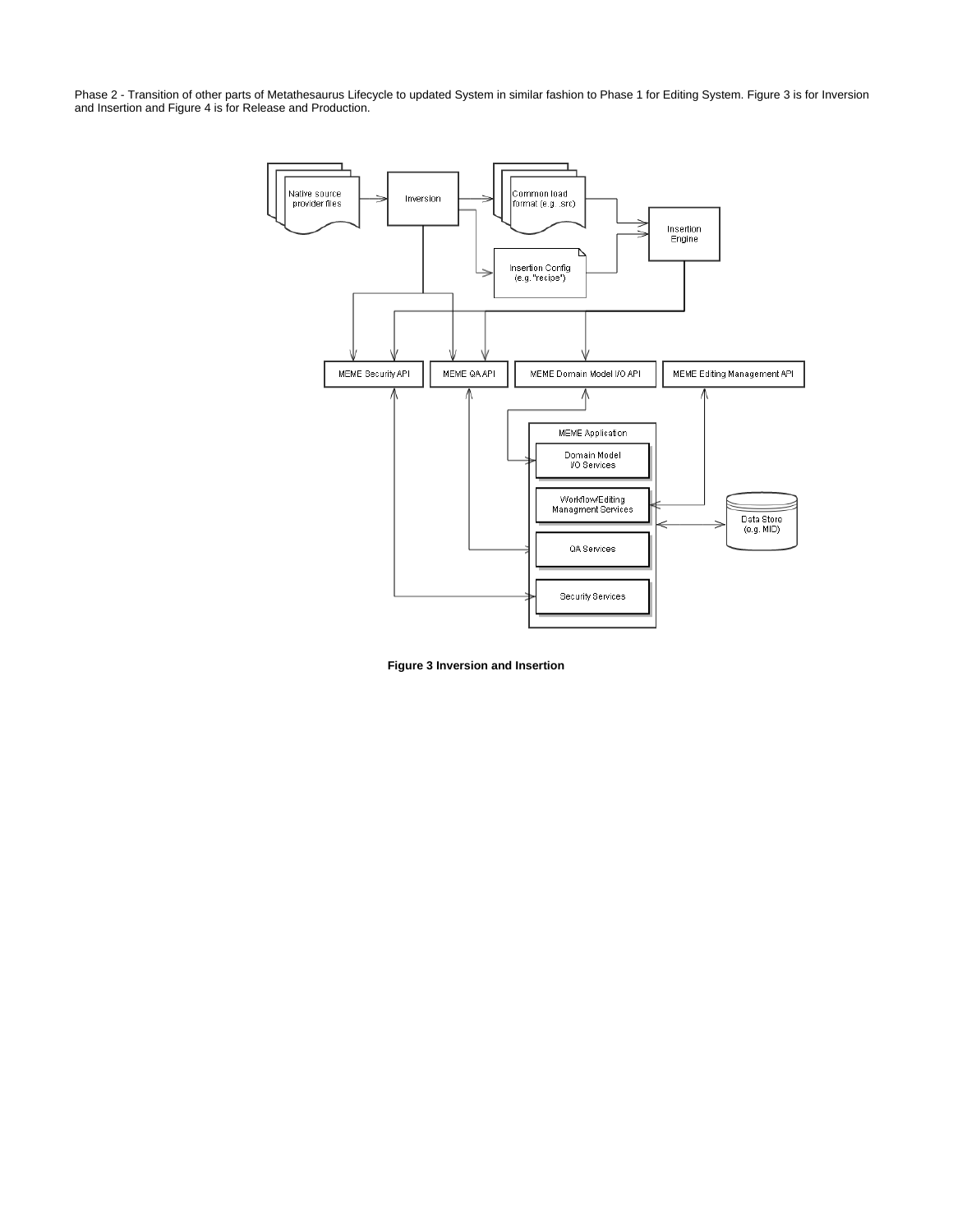Phase 2 - Transition of other parts of Metathesaurus Lifecycle to updated System in similar fashion to Phase 1 for Editing System. Figure 3 is for Inversion and Insertion and Figure 4 is for Release and Production.

**Figure 3 Inversion and Insertion**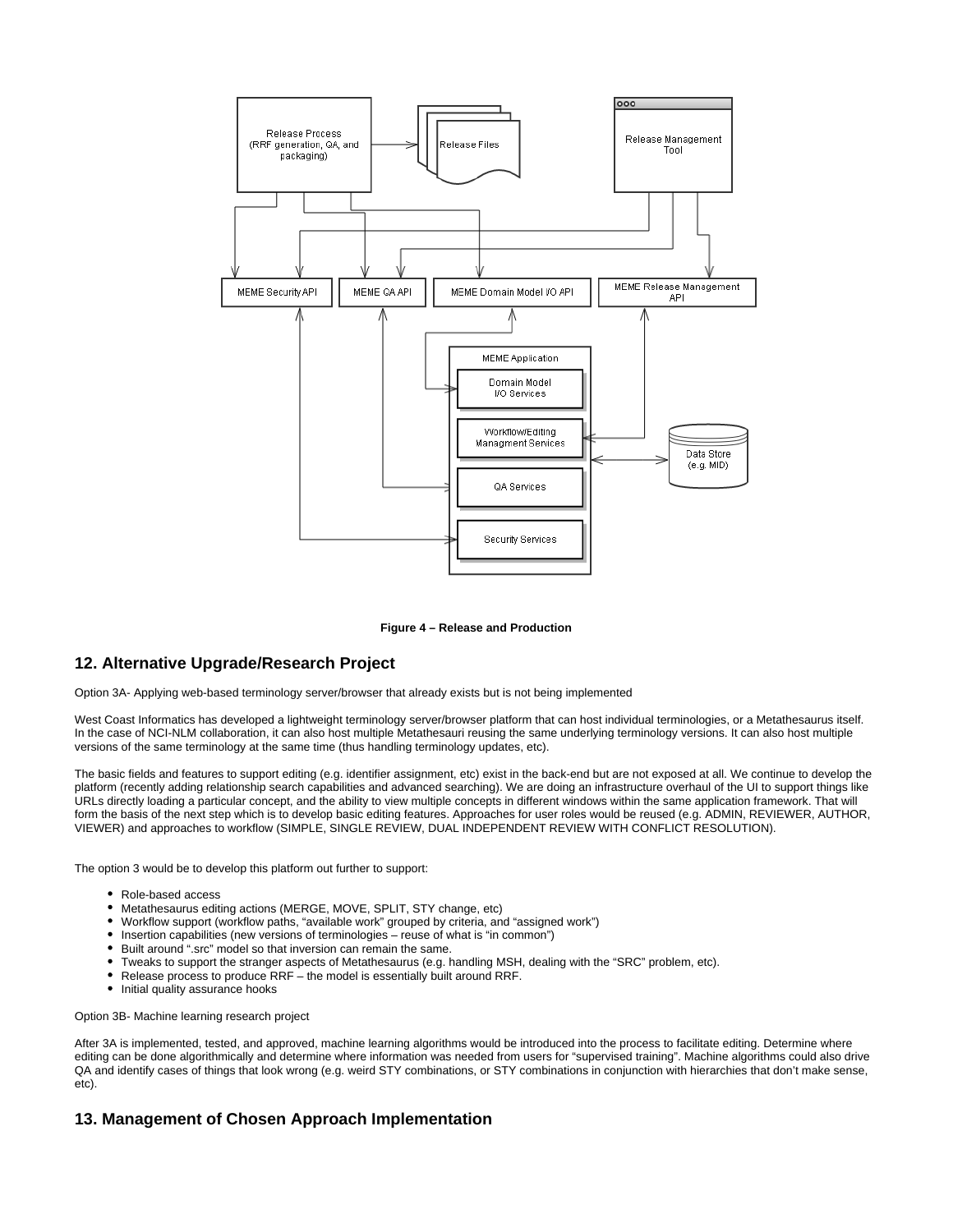**Figure 4 – Release and Production**

## 12. Alternative Upgrade/Research Project

Option 3A- Applying web-based terminology server/browser that already exists but is not being implemented

West Coast Informatics has developed a lightweight terminology server/browser platform that can host individual terminologies, or a Metathesaurus itself. In the case of NCI-NLM collaboration, it can also host multiple Metathesauri reusing the same underlying terminology versions. It can also host multiple versions of the same terminology at the same time (thus handling terminology updates, etc).

The basic fields and features to support editing (e.g. identifier assignment, etc) exist in the back-end but are not exposed at all. We continue to develop the platform (recently adding relationship search capabilities and advanced searching). We are doing an infrastructure overhaul of the UI to support things like URLs directly loading a particular concept, and the ability to view multiple concepts in different windows within the same application framework. That will form the basis of the next step which is to develop basic editing features. Approaches for user roles would be reused (e.g. ADMIN, REVIEWER, AUTHOR, VIEWER) and approaches to workflow (SIMPLE, SINGLE REVIEW, DUAL INDEPENDENT REVIEW WITH CONFLICT RESOLUTION).

The option 3 would be to develop this platform out further to support:

- Role-based access
- Metathesaurus editing actions (MERGE, MOVE, SPLIT, STY change, etc)
- Workflow support (workflow paths, "available work" grouped by criteria, and "assigned work")
- Insertion capabilities (new versions of terminologies – reuse of what is "in common")
- Built around ".src" model so that inversion can remain the same.
- Tweaks to support the stranger aspects of Metathesaurus (e.g. handling MSH, dealing with the "SRC" problem, etc).
- Release process to produce RRF – the model is essentially built around RRF.
- Initial quality assurance hooks

Option 3B- Machine learning research project

After 3A is implemented, tested, and approved, machine learning algorithms would be introduced into the process to facilitate editing. Determine where editing can be done algorithmically and determine where information was needed from users for "supervised training". Machine algorithms could also drive QA and identify cases of things that look wrong (e.g. weird STY combinations, or STY combinations in conjunction with hierarchies that don't make sense, etc).

## 13. Management of Chosen Approach Implementation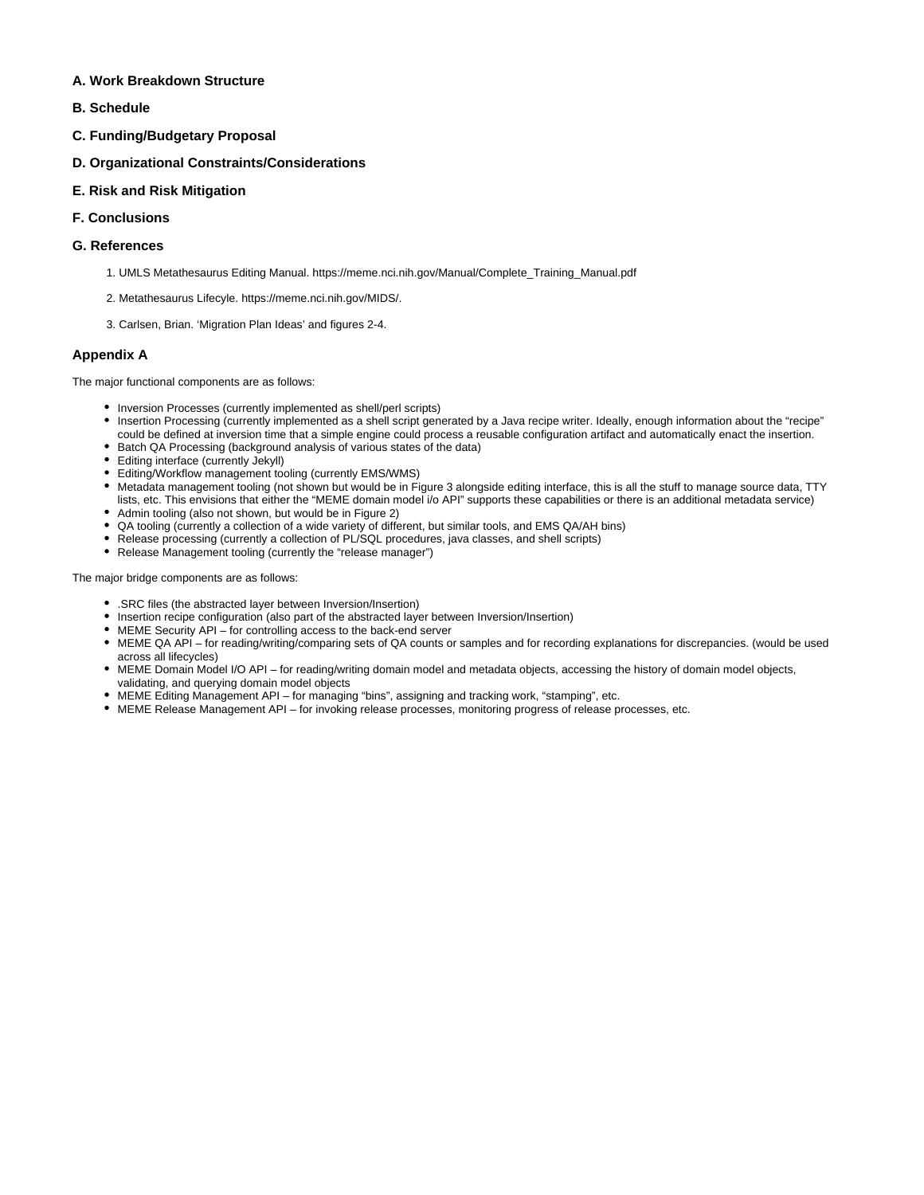### A. Work Breakdown Structure

### B. Schedule

### C. Funding/Budgetary Proposal

### D. Organizational Constraints/Considerations

### E. Risk and Risk Mitigation

### F. Conclusions

### G. References

1. UMLS Metathesaurus Editing Manual. https://meme.nci.nih.gov/Manual/Complete_Training_Manual.pdf

2. Metathesaurus Lifecyle. https://meme.nci.nih.gov/MIDS/.

3. Carlsen, Brian. 'Migration Plan Ideas' and figures 2-4.

### Appendix A

The major functional components are as follows:

- Inversion Processes (currently implemented as shell/perl scripts)
- Insertion Processing (currently implemented as a shell script generated by a Java recipe writer. Ideally, enough information about the "recipe" could be defined at inversion time that a simple engine could process a reusable configuration artifact and automatically enact the insertion.
- Batch QA Processing (background analysis of various states of the data)
- Editing interface (currently Jekyll)
- Editing/Workflow management tooling (currently EMS/WMS)
- Metadata management tooling (not shown but would be in Figure 3 alongside editing interface, this is all the stuff to manage source data, TTY lists, etc. This envisions that either the "MEME domain model i/o API" supports these capabilities or there is an additional metadata service)
- Admin tooling (also not shown, but would be in Figure 2)
- QA tooling (currently a collection of a wide variety of different, but similar tools, and EMS QA/AH bins)
- Release processing (currently a collection of PL/SQL procedures, java classes, and shell scripts)
- Release Management tooling (currently the "release manager")

The major bridge components are as follows:

- .SRC files (the abstracted layer between Inversion/Insertion)
- Insertion recipe configuration (also part of the abstracted layer between Inversion/Insertion)
- MEME Security API – for controlling access to the back-end server
- MEME QA API – for reading/writing/comparing sets of QA counts or samples and for recording explanations for discrepancies. (would be used across all lifecycles)
- MEME Domain Model I/O API – for reading/writing domain model and metadata objects, accessing the history of domain model objects, validating, and querying domain model objects
- MEME Editing Management API – for managing "bins", assigning and tracking work, "stamping", etc.
- MEME Release Management API – for invoking release processes, monitoring progress of release processes, etc.